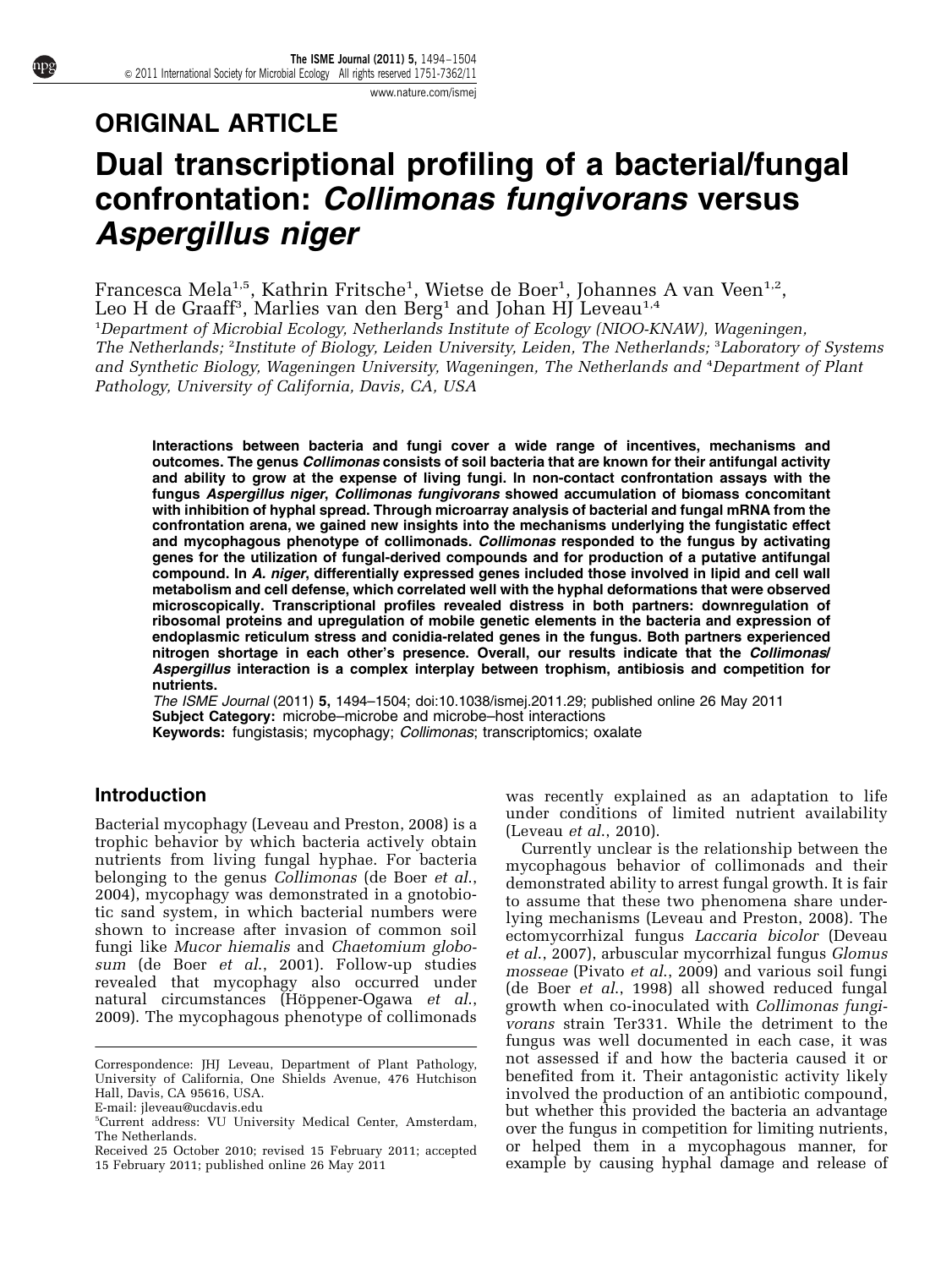## ORIGINAL ARTICLE

# Dual transcriptional profiling of a bacterial/fungal confrontation: *Collimonas fungivorans* versus *Aspergillus niger*

Francesca Mela[1,5], Kathrin Fritsche[1], Wietse de Boer[1], Johannes A van Veen[1,2], Leo H de Graaff[3], Marlies van den Berg[1] and Johan HJ Leveau[1,4]

[1]Department of Microbial Ecology, Netherlands Institute of Ecology (NIOO-KNAW), Wageningen, The Netherlands; [2]Institute of Biology, Leiden University, Leiden, The Netherlands; [3]Laboratory of Systems and Synthetic Biology, Wageningen University, Wageningen, The Netherlands and [4]Department of Plant Pathology, University of California, Davis, CA, USA

**Interactions between bacteria and fungi cover a wide range of incentives, mechanisms and outcomes. The genus *Collimonas* consists of soil bacteria that are known for their antifungal activity and ability to grow at the expense of living fungi. In non-contact confrontation assays with the fungus *Aspergillus niger*, *Collimonas fungivorans* showed accumulation of biomass concomitant with inhibition of hyphal spread. Through microarray analysis of bacterial and fungal mRNA from the confrontation arena, we gained new insights into the mechanisms underlying the fungistatic effect and mycophagous phenotype of collimonads. *Collimonas* responded to the fungus by activating genes for the utilization of fungal-derived compounds and for production of a putative antifungal compound. In *A. niger*, differentially expressed genes included those involved in lipid and cell wall metabolism and cell defense, which correlated well with the hyphal deformations that were observed microscopically. Transcriptional profiles revealed distress in both partners: downregulation of ribosomal proteins and upregulation of mobile genetic elements in the bacteria and expression of endoplasmic reticulum stress and conidia-related genes in the fungus. Both partners experienced nitrogen shortage in each other's presence. Overall, our results indicate that the *Collimonas*/*Aspergillus* interaction is a complex interplay between trophism, antibiosis and competition for nutrients.**

*The ISME Journal* (2011) **5**, 1494–1504; doi:10.1038/ismej.2011.29; published online 26 May 2011
**Subject Category:** microbe–microbe and microbe–host interactions
**Keywords:** fungistasis; mycophagy; *Collimonas*; transcriptomics; oxalate

## Introduction

Bacterial mycophagy (Leveau and Preston, 2008) is a trophic behavior by which bacteria actively obtain nutrients from living fungal hyphae. For bacteria belonging to the genus *Collimonas* (de Boer *et al.*, 2004), mycophagy was demonstrated in a gnotobiotic sand system, in which bacterial numbers were shown to increase after invasion of common soil fungi like *Mucor hiemalis* and *Chaetomium globosum* (de Boer *et al.*, 2001). Follow-up studies revealed that mycophagy also occurred under natural circumstances (Höppener-Ogawa *et al.*, 2009). The mycophagous phenotype of collimonads was recently explained as an adaptation to life under conditions of limited nutrient availability (Leveau *et al.*, 2010).

Currently unclear is the relationship between the mycophagous behavior of collimonads and their demonstrated ability to arrest fungal growth. It is fair to assume that these two phenomena share underlying mechanisms (Leveau and Preston, 2008). The ectomycorrhizal fungus *Laccaria bicolor* (Deveau *et al.*, 2007), arbuscular mycorrhizal fungus *Glomus mosseae* (Pivato *et al.*, 2009) and various soil fungi (de Boer *et al.*, 1998) all showed reduced fungal growth when co-inoculated with *Collimonas fungivorans* strain Ter331. While the detriment to the fungus was well documented in each case, it was not assessed if and how the bacteria caused it or benefited from it. Their antagonistic activity likely involved the production of an antibiotic compound, but whether this provided the bacteria an advantage over the fungus in competition for limiting nutrients, or helped them in a mycophagous manner, for example by causing hyphal damage and release of

Correspondence: JHJ Leveau, Department of Plant Pathology, University of California, One Shields Avenue, 476 Hutchison Hall, Davis, CA 95616, USA.
E-mail: jleveau@ucdavis.edu
[5]Current address: VU University Medical Center, Amsterdam, The Netherlands.
Received 25 October 2010; revised 15 February 2011; accepted 15 February 2011; published online 26 May 2011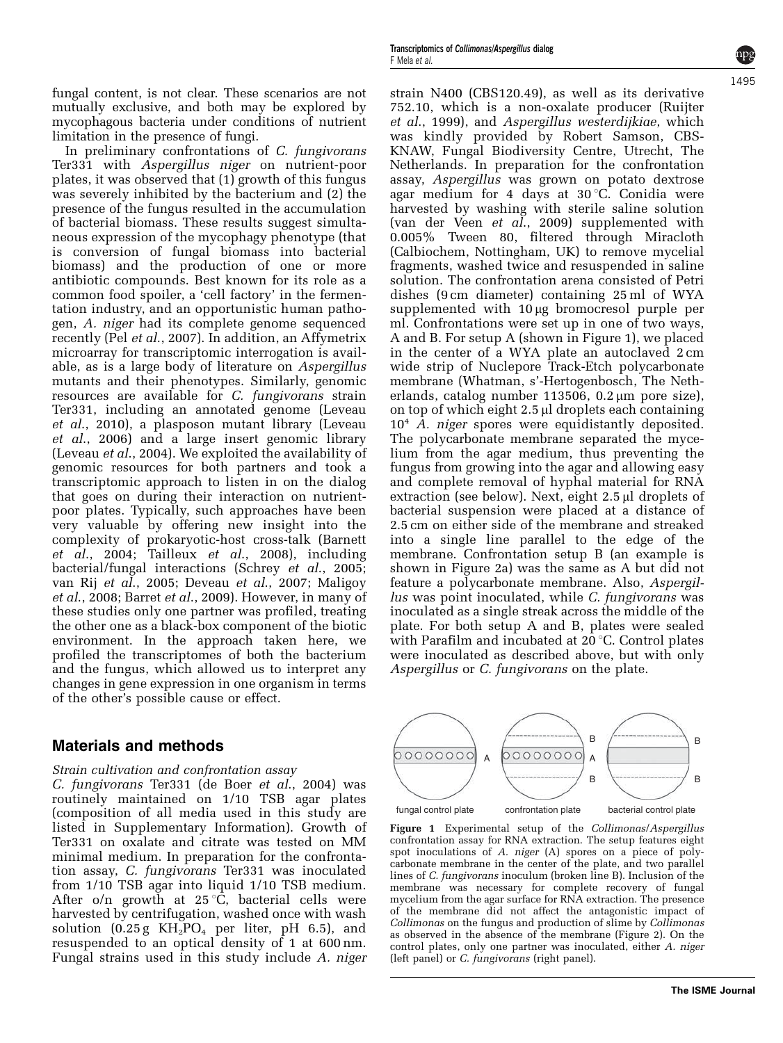fungal content, is not clear. These scenarios are not mutually exclusive, and both may be explored by mycophagous bacteria under conditions of nutrient limitation in the presence of fungi.

In preliminary confrontations of *C. fungivorans* Ter331 with *Aspergillus niger* on nutrient-poor plates, it was observed that (1) growth of this fungus was severely inhibited by the bacterium and (2) the presence of the fungus resulted in the accumulation of bacterial biomass. These results suggest simultaneous expression of the mycophagy phenotype (that is conversion of fungal biomass into bacterial biomass) and the production of one or more antibiotic compounds. Best known for its role as a common food spoiler, a 'cell factory' in the fermentation industry, and an opportunistic human pathogen, *A. niger* had its complete genome sequenced recently (Pel *et al.*, 2007). In addition, an Affymetrix microarray for transcriptomic interrogation is available, as is a large body of literature on *Aspergillus* mutants and their phenotypes. Similarly, genomic resources are available for *C. fungivorans* strain Ter331, including an annotated genome (Leveau *et al.*, 2010), a plasposon mutant library (Leveau *et al.*, 2006) and a large insert genomic library (Leveau *et al.*, 2004). We exploited the availability of genomic resources for both partners and took a transcriptomic approach to listen in on the dialog that goes on during their interaction on nutrient-poor plates. Typically, such approaches have been very valuable by offering new insight into the complexity of prokaryotic-host cross-talk (Barnett *et al.*, 2004; Tailleux *et al.*, 2008), including bacterial/fungal interactions (Schrey *et al.*, 2005; van Rij *et al.*, 2005; Deveau *et al.*, 2007; Maligoy *et al.*, 2008; Barret *et al.*, 2009). However, in many of these studies only one partner was profiled, treating the other one as a black-box component of the biotic environment. In the approach taken here, we profiled the transcriptomes of both the bacterium and the fungus, which allowed us to interpret any changes in gene expression in one organism in terms of the other's possible cause or effect.

## Materials and methods

*Strain cultivation and confrontation assay*

*C. fungivorans* Ter331 (de Boer *et al.*, 2004) was routinely maintained on 1/10 TSB agar plates (composition of all media used in this study are listed in Supplementary Information). Growth of Ter331 on oxalate and citrate was tested on MM minimal medium. In preparation for the confrontation assay, *C. fungivorans* Ter331 was inoculated from 1/10 TSB agar into liquid 1/10 TSB medium. After o/n growth at 25 °C, bacterial cells were harvested by centrifugation, washed once with wash solution (0.25 g $KH_2PO_4$ per liter, pH 6.5), and resuspended to an optical density of 1 at 600 nm. Fungal strains used in this study include *A. niger* strain N400 (CBS120.49), as well as its derivative 752.10, which is a non-oxalate producer (Ruijter *et al.*, 1999), and *Aspergillus westerdijkiae*, which was kindly provided by Robert Samson, CBS-KNAW, Fungal Biodiversity Centre, Utrecht, The Netherlands. In preparation for the confrontation assay, *Aspergillus* was grown on potato dextrose agar medium for 4 days at 30 °C. Conidia were harvested by washing with sterile saline solution (van der Veen *et al.*, 2009) supplemented with 0.005% Tween 80, filtered through Miracloth (Calbiochem, Nottingham, UK) to remove mycelial fragments, washed twice and resuspended in saline solution. The confrontation arena consisted of Petri dishes (9 cm diameter) containing 25 ml of WYA supplemented with 10 μg bromocresol purple per ml. Confrontations were set up in one of two ways, A and B. For setup A (shown in Figure 1), we placed in the center of a WYA plate an autoclaved 2 cm wide strip of Nuclepore Track-Etch polycarbonate membrane (Whatman, s'-Hertogenbosch, The Netherlands, catalog number 113506, 0.2 μm pore size), on top of which eight 2.5 μl droplets each containing $10^4$ *A. niger* spores were equidistantly deposited. The polycarbonate membrane separated the mycelium from the agar medium, thus preventing the fungus from growing into the agar and allowing easy and complete removal of hyphal material for RNA extraction (see below). Next, eight 2.5 μl droplets of bacterial suspension were placed at a distance of 2.5 cm on either side of the membrane and streaked into a single line parallel to the edge of the membrane. Confrontation setup B (an example is shown in Figure 2a) was the same as A but did not feature a polycarbonate membrane. Also, *Aspergillus* was point inoculated, while *C. fungivorans* was inoculated as a single streak across the middle of the plate. For both setup A and B, plates were sealed with Parafilm and incubated at 20 °C. Control plates were inoculated as described above, but with only *Aspergillus* or *C. fungivorans* on the plate.

**Figure 1** Experimental setup of the *Collimonas*/*Aspergillus* confrontation assay for RNA extraction. The setup features eight spot inoculations of *A. niger* (A) spores on a piece of polycarbonate membrane in the center of the plate, and two parallel lines of *C. fungivorans* inoculum (broken line B). Inclusion of the membrane was necessary for complete recovery of fungal mycelium from the agar surface for RNA extraction. The presence of the membrane did not affect the antagonistic impact of *Collimonas* on the fungus and production of slime by *Collimonas* as observed in the absence of the membrane (Figure 2). On the control plates, only one partner was inoculated, either *A. niger* (left panel) or *C. fungivorans* (right panel).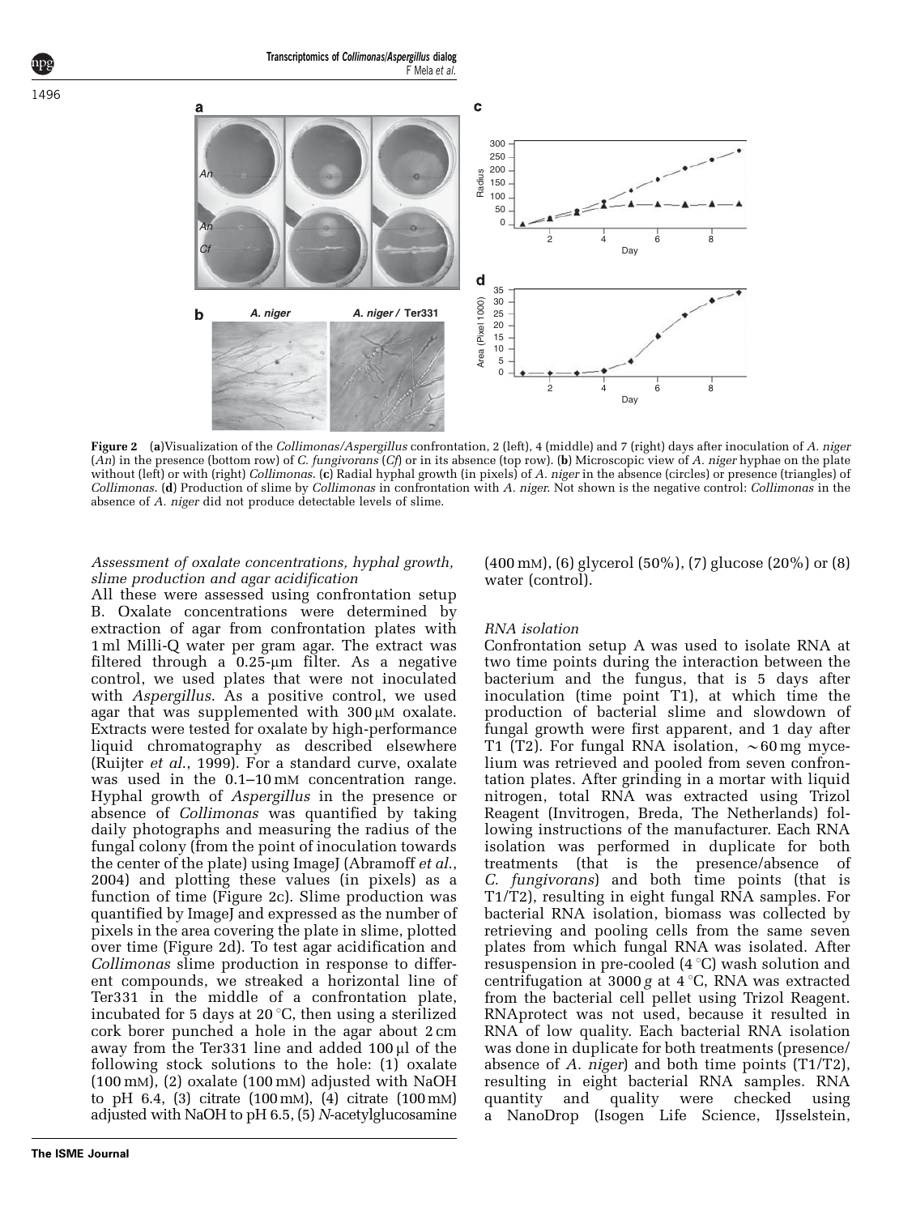**Figure 2** (**a**)Visualization of the *Collimonas/Aspergillus* confrontation, 2 (left), 4 (middle) and 7 (right) days after inoculation of *A. niger* (*An*) in the presence (bottom row) of *C. fungivorans* (*Cf*) or in its absence (top row). (**b**) Microscopic view of *A. niger* hyphae on the plate without (left) or with (right) *Collimonas*. (**c**) Radial hyphal growth (in pixels) of *A. niger* in the absence (circles) or presence (triangles) of *Collimonas*. (**d**) Production of slime by *Collimonas* in confrontation with *A. niger*. Not shown is the negative control: *Collimonas* in the absence of *A. niger* did not produce detectable levels of slime.

*Assessment of oxalate concentrations, hyphal growth, slime production and agar acidification*

All these were assessed using confrontation setup B. Oxalate concentrations were determined by extraction of agar from confrontation plates with 1 ml Milli-Q water per gram agar. The extract was filtered through a 0.25-μm filter. As a negative control, we used plates that were not inoculated with *Aspergillus*. As a positive control, we used agar that was supplemented with 300 μM oxalate. Extracts were tested for oxalate by high-performance liquid chromatography as described elsewhere (Ruijter *et al.*, 1999). For a standard curve, oxalate was used in the 0.1–10 mM concentration range. Hyphal growth of *Aspergillus* in the presence or absence of *Collimonas* was quantified by taking daily photographs and measuring the radius of the fungal colony (from the point of inoculation towards the center of the plate) using ImageJ (Abramoff *et al.*, 2004) and plotting these values (in pixels) as a function of time (Figure 2c). Slime production was quantified by ImageJ and expressed as the number of pixels in the area covering the plate in slime, plotted over time (Figure 2d). To test agar acidification and *Collimonas* slime production in response to different compounds, we streaked a horizontal line of Ter331 in the middle of a confrontation plate, incubated for 5 days at 20 °C, then using a sterilized cork borer punched a hole in the agar about 2 cm away from the Ter331 line and added 100 μl of the following stock solutions to the hole: (1) oxalate (100 mM), (2) oxalate (100 mM) adjusted with NaOH to pH 6.4, (3) citrate (100 mM), (4) citrate (100 mM) adjusted with NaOH to pH 6.5, (5) *N*-acetylglucosamine (400 mM), (6) glycerol (50%), (7) glucose (20%) or (8) water (control).

*RNA isolation*

Confrontation setup A was used to isolate RNA at two time points during the interaction between the bacterium and the fungus, that is 5 days after inoculation (time point T1), at which time the production of bacterial slime and slowdown of fungal growth were first apparent, and 1 day after T1 (T2). For fungal RNA isolation, ~60 mg mycelium was retrieved and pooled from seven confrontation plates. After grinding in a mortar with liquid nitrogen, total RNA was extracted using Trizol Reagent (Invitrogen, Breda, The Netherlands) following instructions of the manufacturer. Each RNA isolation was performed in duplicate for both treatments (that is the presence/absence of *C. fungivorans*) and both time points (that is T1/T2), resulting in eight fungal RNA samples. For bacterial RNA isolation, biomass was collected by retrieving and pooling cells from the same seven plates from which fungal RNA was isolated. After resuspension in pre-cooled (4 °C) wash solution and centrifugation at 3000 *g* at 4 °C, RNA was extracted from the bacterial cell pellet using Trizol Reagent. RNAprotect was not used, because it resulted in RNA of low quality. Each bacterial RNA isolation was done in duplicate for both treatments (presence/absence of *A. niger*) and both time points (T1/T2), resulting in eight bacterial RNA samples. RNA quantity and quality were checked using a NanoDrop (Isogen Life Science, IJsselstein,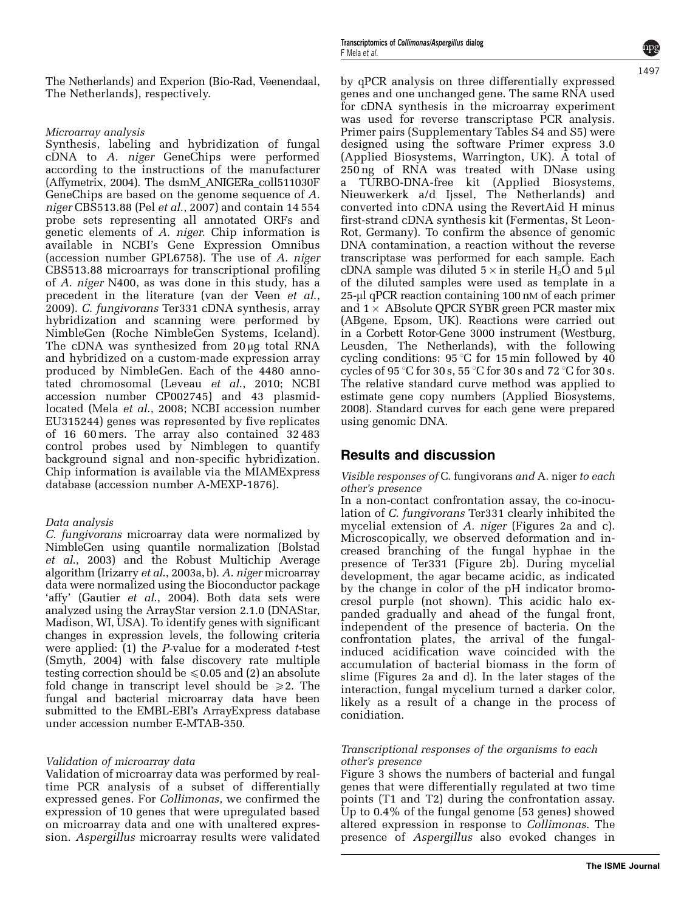The Netherlands) and Experion (Bio-Rad, Veenendaal, The Netherlands), respectively.

*Microarray analysis*

Synthesis, labeling and hybridization of fungal cDNA to *A. niger* GeneChips were performed according to the instructions of the manufacturer (Affymetrix, 2004). The dsmM_ANIGERa_coll511030F GeneChips are based on the genome sequence of *A. niger* CBS513.88 (Pel *et al.*, 2007) and contain 14 554 probe sets representing all annotated ORFs and genetic elements of *A. niger*. Chip information is available in NCBI's Gene Expression Omnibus (accession number GPL6758). The use of *A. niger* CBS513.88 microarrays for transcriptional profiling of *A. niger* N400, as was done in this study, has a precedent in the literature (van der Veen *et al.*, 2009). *C. fungivorans* Ter331 cDNA synthesis, array hybridization and scanning were performed by NimbleGen (Roche NimbleGen Systems, Iceland). The cDNA was synthesized from 20 μg total RNA and hybridized on a custom-made expression array produced by NimbleGen. Each of the 4480 annotated chromosomal (Leveau *et al.*, 2010; NCBI accession number CP002745) and 43 plasmid-located (Mela *et al.*, 2008; NCBI accession number EU315244) genes was represented by five replicates of 16 60 mers. The array also contained 32 483 control probes used by Nimblegen to quantify background signal and non-specific hybridization. Chip information is available via the MIAMExpress database (accession number A-MEXP-1876).

*Data analysis*

*C. fungivorans* microarray data were normalized by NimbleGen using quantile normalization (Bolstad *et al.*, 2003) and the Robust Multichip Average algorithm (Irizarry *et al.*, 2003a, b). *A. niger* microarray data were normalized using the Bioconductor package 'affy' (Gautier *et al.*, 2004). Both data sets were analyzed using the ArrayStar version 2.1.0 (DNAStar, Madison, WI, USA). To identify genes with significant changes in expression levels, the following criteria were applied: (1) the *P*-value for a moderated *t*-test (Smyth, 2004) with false discovery rate multiple testing correction should be $\leqslant 0.05$ and (2) an absolute fold change in transcript level should be $\geqslant 2$. The fungal and bacterial microarray data have been submitted to the EMBL-EBI's ArrayExpress database under accession number E-MTAB-350.

*Validation of microarray data*

Validation of microarray data was performed by real-time PCR analysis of a subset of differentially expressed genes. For *Collimonas*, we confirmed the expression of 10 genes that were upregulated based on microarray data and one with unaltered expression. *Aspergillus* microarray results were validated by qPCR analysis on three differentially expressed genes and one unchanged gene. The same RNA used for cDNA synthesis in the microarray experiment was used for reverse transcriptase PCR analysis. Primer pairs (Supplementary Tables S4 and S5) were designed using the software Primer express 3.0 (Applied Biosystems, Warrington, UK). A total of 250 ng of RNA was treated with DNase using a TURBO-DNA-free kit (Applied Biosystems, Nieuwerkerk a/d Ijssel, The Netherlands) and converted into cDNA using the RevertAid H minus first-strand cDNA synthesis kit (Fermentas, St Leon-Rot, Germany). To confirm the absence of genomic DNA contamination, a reaction without the reverse transcriptase was performed for each sample. Each cDNA sample was diluted $5\times$ in sterile $H_2O$ and 5 μl of the diluted samples were used as template in a 25-μl qPCR reaction containing 100 nM of each primer and $1\times$ ABsolute QPCR SYBR green PCR master mix (ABgene, Epsom, UK). Reactions were carried out in a Corbett Rotor-Gene 3000 instrument (Westburg, Leusden, The Netherlands), with the following cycling conditions: 95 °C for 15 min followed by 40 cycles of 95 °C for 30 s, 55 °C for 30 s and 72 °C for 30 s. The relative standard curve method was applied to estimate gene copy numbers (Applied Biosystems, 2008). Standard curves for each gene were prepared using genomic DNA.

## Results and discussion

*Visible responses of* C. fungivorans *and* A. niger *to each other's presence*

In a non-contact confrontation assay, the co-inoculation of *C. fungivorans* Ter331 clearly inhibited the mycelial extension of *A. niger* (Figures 2a and c). Microscopically, we observed deformation and increased branching of the fungal hyphae in the presence of Ter331 (Figure 2b). During mycelial development, the agar became acidic, as indicated by the change in color of the pH indicator bromocresol purple (not shown). This acidic halo expanded gradually and ahead of the fungal front, independent of the presence of bacteria. On the confrontation plates, the arrival of the fungal-induced acidification wave coincided with the accumulation of bacterial biomass in the form of slime (Figures 2a and d). In the later stages of the interaction, fungal mycelium turned a darker color, likely as a result of a change in the process of conidiation.

*Transcriptional responses of the organisms to each other's presence*

Figure 3 shows the numbers of bacterial and fungal genes that were differentially regulated at two time points (T1 and T2) during the confrontation assay. Up to 0.4% of the fungal genome (53 genes) showed altered expression in response to *Collimonas*. The presence of *Aspergillus* also evoked changes in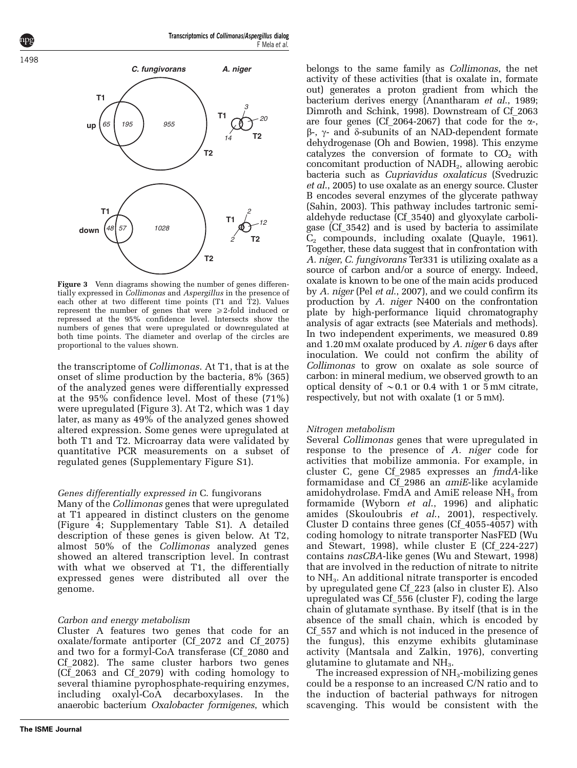Figure 3 Venn diagrams showing the number of genes differentially expressed in *Collimonas* and *Aspergillus* in the presence of each other at two different time points (T1 and T2). Values represent the number of genes that were ⩾2-fold induced or repressed at the 95% confidence level. Intersects show the numbers of genes that were upregulated or downregulated at both time points. The diameter and overlap of the circles are proportional to the values shown.

the transcriptome of *Collimonas*. At T1, that is at the onset of slime production by the bacteria, 8% (365) of the analyzed genes were differentially expressed at the 95% confidence level. Most of these (71%) were upregulated (Figure 3). At T2, which was 1 day later, as many as 49% of the analyzed genes showed altered expression. Some genes were upregulated at both T1 and T2. Microarray data were validated by quantitative PCR measurements on a subset of regulated genes (Supplementary Figure S1).

### *Genes differentially expressed in* C. fungivorans

Many of the *Collimonas* genes that were upregulated at T1 appeared in distinct clusters on the genome (Figure 4; Supplementary Table S1). A detailed description of these genes is given below. At T2, almost 50% of the *Collimonas* analyzed genes showed an altered transcription level. In contrast with what we observed at T1, the differentially expressed genes were distributed all over the genome.

### *Carbon and energy metabolism*

Cluster A features two genes that code for an oxalate/formate antiporter (Cf_2072 and Cf_2075) and two for a formyl-CoA transferase (Cf_2080 and Cf_2082). The same cluster harbors two genes (Cf_2063 and Cf_2079) with coding homology to several thiamine pyrophosphate-requiring enzymes, including oxalyl-CoA decarboxylases. In the anaerobic bacterium *Oxalobacter formigenes*, which belongs to the same family as *Collimonas*, the net activity of these activities (that is oxalate in, formate out) generates a proton gradient from which the bacterium derives energy (Anantharam *et al.*, 1989; Dimroth and Schink, 1998). Downstream of Cf_2063 are four genes (Cf_2064-2067) that code for the α-, β-, γ- and δ-subunits of an NAD-dependent formate dehydrogenase (Oh and Bowien, 1998). This enzyme catalyzes the conversion of formate to $CO_2$ with concomitant production of $NADH_2$, allowing aerobic bacteria such as *Cupriavidus oxalaticus* (Svedruzic *et al.*, 2005) to use oxalate as an energy source. Cluster B encodes several enzymes of the glycerate pathway (Sahin, 2003). This pathway includes tartronic semialdehyde reductase (Cf_3540) and glyoxylate carboligase (Cf_3542) and is used by bacteria to assimilate $C_2$ compounds, including oxalate (Quayle, 1961). Together, these data suggest that in confrontation with *A. niger*, *C. fungivorans* Ter331 is utilizing oxalate as a source of carbon and/or a source of energy. Indeed, oxalate is known to be one of the main acids produced by *A. niger* (Pel *et al.*, 2007), and we could confirm its production by *A. niger* N400 on the confrontation plate by high-performance liquid chromatography analysis of agar extracts (see Materials and methods). In two independent experiments, we measured 0.89 and 1.20 mM oxalate produced by *A. niger* 6 days after inoculation. We could not confirm the ability of *Collimonas* to grow on oxalate as sole source of carbon: in mineral medium, we observed growth to an optical density of ∼0.1 or 0.4 with 1 or 5 mM citrate, respectively, but not with oxalate (1 or 5 mM).

### *Nitrogen metabolism*

Several *Collimonas* genes that were upregulated in response to the presence of *A. niger* code for activities that mobilize ammonia. For example, in cluster C, gene Cf_2985 expresses an *fmdA*-like formamidase and Cf_2986 an *amiE*-like acylamide amidohydrolase. FmdA and AmiE release $NH_3$ from formamide (Wyborn *et al.*, 1996) and aliphatic amides (Skouloubris *et al.*, 2001), respectively. Cluster D contains three genes (Cf_4055-4057) with coding homology to nitrate transporter NasFED (Wu and Stewart, 1998), while cluster E (Cf_224-227) contains *nasCBA*-like genes (Wu and Stewart, 1998) that are involved in the reduction of nitrate to nitrite to $NH_3$. An additional nitrate transporter is encoded by upregulated gene Cf_223 (also in cluster E). Also upregulated was Cf_556 (cluster F), coding the large chain of glutamate synthase. By itself (that is in the absence of the small chain, which is encoded by Cf_557 and which is not induced in the presence of the fungus), this enzyme exhibits glutaminase activity (Mantsala and Zalkin, 1976), converting glutamine to glutamate and $NH_3$.

The increased expression of $NH_3$-mobilizing genes could be a response to an increased C/N ratio and to the induction of bacterial pathways for nitrogen scavenging. This would be consistent with the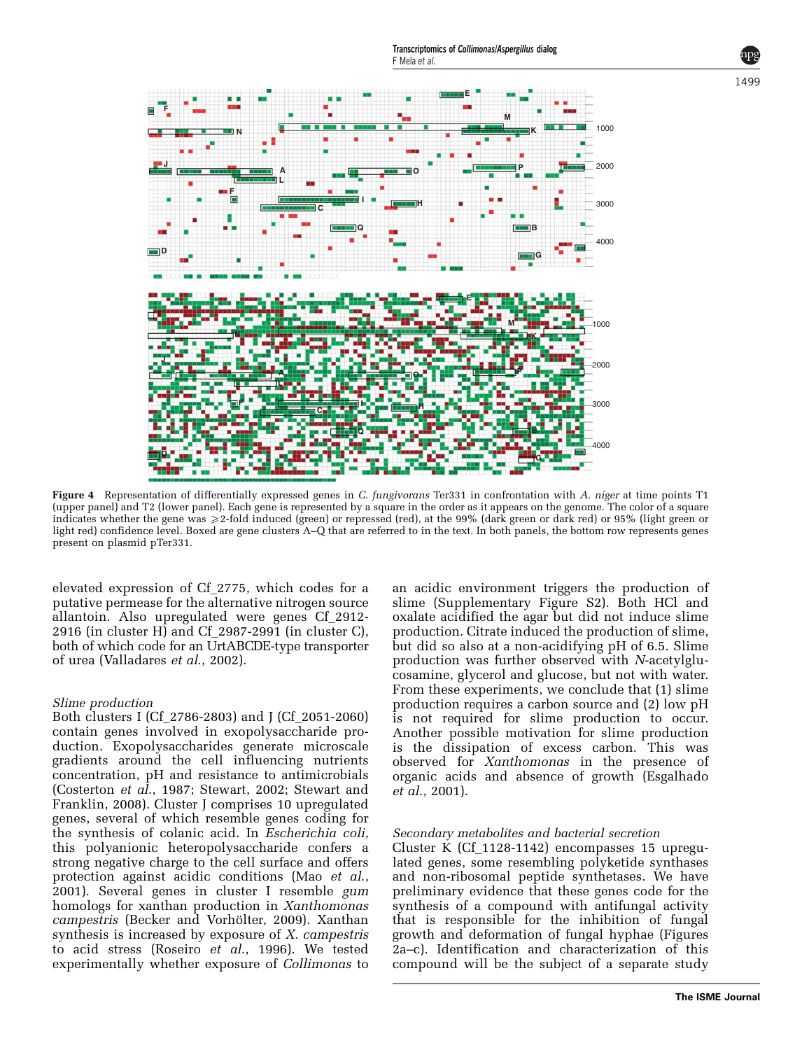Figure 4 Representation of differentially expressed genes in *C. fungivorans* Ter331 in confrontation with *A. niger* at time points T1 (upper panel) and T2 (lower panel). Each gene is represented by a square in the order as it appears on the genome. The color of a square indicates whether the gene was ⩾2-fold induced (green) or repressed (red), at the 99% (dark green or dark red) or 95% (light green or light red) confidence level. Boxed are gene clusters A–Q that are referred to in the text. In both panels, the bottom row represents genes present on plasmid pTer331.

elevated expression of Cf_2775, which codes for a putative permease for the alternative nitrogen source allantoin. Also upregulated were genes Cf_2912-2916 (in cluster H) and Cf_2987-2991 (in cluster C), both of which code for an UrtABCDE-type transporter of urea (Valladares *et al.*, 2002).

### *Slime production*

Both clusters I (Cf_2786-2803) and J (Cf_2051-2060) contain genes involved in exopolysaccharide production. Exopolysaccharides generate microscale gradients around the cell influencing nutrients concentration, pH and resistance to antimicrobials (Costerton *et al.*, 1987; Stewart, 2002; Stewart and Franklin, 2008). Cluster J comprises 10 upregulated genes, several of which resemble genes coding for the synthesis of colanic acid. In *Escherichia coli*, this polyanionic heteropolysaccharide confers a strong negative charge to the cell surface and offers protection against acidic conditions (Mao *et al.*, 2001). Several genes in cluster I resemble *gum* homologs for xanthan production in *Xanthomonas campestris* (Becker and Vorhölter, 2009). Xanthan synthesis is increased by exposure of *X. campestris* to acid stress (Roseiro *et al.*, 1996). We tested experimentally whether exposure of *Collimonas* to an acidic environment triggers the production of slime (Supplementary Figure S2). Both HCl and oxalate acidified the agar but did not induce slime production. Citrate induced the production of slime, but did so also at a non-acidifying pH of 6.5. Slime production was further observed with *N*-acetylglucosamine, glycerol and glucose, but not with water. From these experiments, we conclude that (1) slime production requires a carbon source and (2) low pH is not required for slime production to occur. Another possible motivation for slime production is the dissipation of excess carbon. This was observed for *Xanthomonas* in the presence of organic acids and absence of growth (Esgalhado *et al.*, 2001).

### *Secondary metabolites and bacterial secretion*

Cluster K (Cf_1128-1142) encompasses 15 upregulated genes, some resembling polyketide synthases and non-ribosomal peptide synthetases. We have preliminary evidence that these genes code for the synthesis of a compound with antifungal activity that is responsible for the inhibition of fungal growth and deformation of fungal hyphae (Figures 2a–c). Identification and characterization of this compound will be the subject of a separate study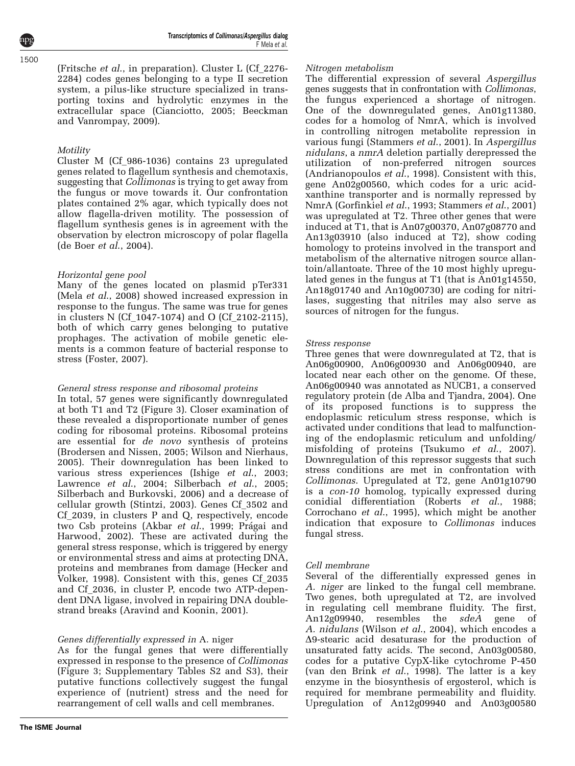(Fritsche *et al.*, in preparation). Cluster L (Cf_2276-2284) codes genes belonging to a type II secretion system, a pilus-like structure specialized in transporting toxins and hydrolytic enzymes in the extracellular space (Cianciotto, 2005; Beeckman and Vanrompay, 2009).

### *Motility*

Cluster M (Cf_986-1036) contains 23 upregulated genes related to flagellum synthesis and chemotaxis, suggesting that *Collimonas* is trying to get away from the fungus or move towards it. Our confrontation plates contained 2% agar, which typically does not allow flagella-driven motility. The possession of flagellum synthesis genes is in agreement with the observation by electron microscopy of polar flagella (de Boer *et al.*, 2004).

### *Horizontal gene pool*

Many of the genes located on plasmid pTer331 (Mela *et al.*, 2008) showed increased expression in response to the fungus. The same was true for genes in clusters N (Cf_1047-1074) and O (Cf_2102-2115), both of which carry genes belonging to putative prophages. The activation of mobile genetic elements is a common feature of bacterial response to stress (Foster, 2007).

### *General stress response and ribosomal proteins*

In total, 57 genes were significantly downregulated at both T1 and T2 (Figure 3). Closer examination of these revealed a disproportionate number of genes coding for ribosomal proteins. Ribosomal proteins are essential for *de novo* synthesis of proteins (Brodersen and Nissen, 2005; Wilson and Nierhaus, 2005). Their downregulation has been linked to various stress experiences (Ishige *et al.*, 2003; Lawrence *et al.*, 2004; Silberbach *et al.*, 2005; Silberbach and Burkovski, 2006) and a decrease of cellular growth (Stintzi, 2003). Genes Cf_3502 and Cf_2039, in clusters P and Q, respectively, encode two Csb proteins (Akbar *et al.*, 1999; Prágai and Harwood, 2002). These are activated during the general stress response, which is triggered by energy or environmental stress and aims at protecting DNA, proteins and membranes from damage (Hecker and Volker, 1998). Consistent with this, genes Cf_2035 and Cf_2036, in cluster P, encode two ATP-dependent DNA ligase, involved in repairing DNA double-strand breaks (Aravind and Koonin, 2001).

### *Genes differentially expressed in* A. niger

As for the fungal genes that were differentially expressed in response to the presence of *Collimonas* (Figure 3; Supplementary Tables S2 and S3), their putative functions collectively suggest the fungal experience of (nutrient) stress and the need for rearrangement of cell walls and cell membranes.

### *Nitrogen metabolism*

The differential expression of several *Aspergillus* genes suggests that in confrontation with *Collimonas*, the fungus experienced a shortage of nitrogen. One of the downregulated genes, An01g11380, codes for a homolog of NmrA, which is involved in controlling nitrogen metabolite repression in various fungi (Stammers *et al.*, 2001). In *Aspergillus nidulans*, a *nmrA* deletion partially derepressed the utilization of non-preferred nitrogen sources (Andrianopoulos *et al.*, 1998). Consistent with this, gene An02g00560, which codes for a uric acid-xanthine transporter and is normally repressed by NmrA (Gorfinkiel *et al.*, 1993; Stammers *et al.*, 2001) was upregulated at T2. Three other genes that were induced at T1, that is An07g00370, An07g08770 and An13g03910 (also induced at T2), show coding homology to proteins involved in the transport and metabolism of the alternative nitrogen source allantoin/allantoate. Three of the 10 most highly upregulated genes in the fungus at T1 (that is An01g14550, An18g01740 and An10g00730) are coding for nitrilases, suggesting that nitriles may also serve as sources of nitrogen for the fungus.

### *Stress response*

Three genes that were downregulated at T2, that is An06g00900, An06g00930 and An06g00940, are located near each other on the genome. Of these, An06g00940 was annotated as NUCB1, a conserved regulatory protein (de Alba and Tjandra, 2004). One of its proposed functions is to suppress the endoplasmic reticulum stress response, which is activated under conditions that lead to malfunctioning of the endoplasmic reticulum and unfolding/misfolding of proteins (Tsukumo *et al.*, 2007). Downregulation of this repressor suggests that such stress conditions are met in confrontation with *Collimonas*. Upregulated at T2, gene An01g10790 is a *con-10* homolog, typically expressed during conidial differentiation (Roberts *et al.*, 1988; Corrochano *et al.*, 1995), which might be another indication that exposure to *Collimonas* induces fungal stress.

### *Cell membrane*

Several of the differentially expressed genes in *A. niger* are linked to the fungal cell membrane. Two genes, both upregulated at T2, are involved in regulating cell membrane fluidity. The first, An12g09940, resembles the *sdeA* gene of *A. nidulans* (Wilson *et al.*, 2004), which encodes a $\Delta 9$-stearic acid desaturase for the production of unsaturated fatty acids. The second, An03g00580, codes for a putative CypX-like cytochrome P-450 (van den Brink *et al.*, 1998). The latter is a key enzyme in the biosynthesis of ergosterol, which is required for membrane permeability and fluidity. Upregulation of An12g09940 and An03g00580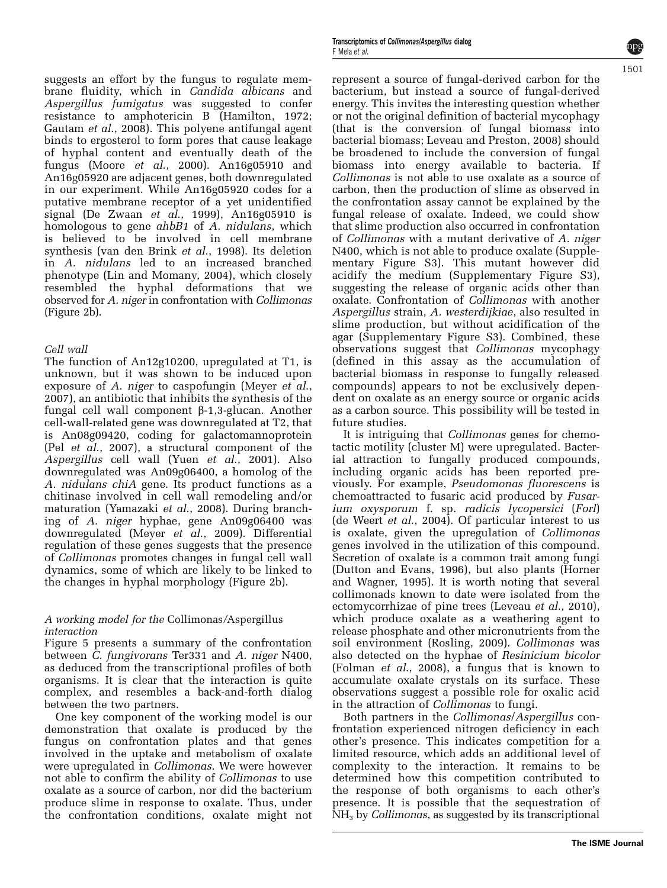suggests an effort by the fungus to regulate membrane fluidity, which in *Candida albicans* and *Aspergillus fumigatus* was suggested to confer resistance to amphotericin B (Hamilton, 1972; Gautam *et al*., 2008). This polyene antifungal agent binds to ergosterol to form pores that cause leakage of hyphal content and eventually death of the fungus (Moore *et al*., 2000). An16g05910 and An16g05920 are adjacent genes, both downregulated in our experiment. While An16g05920 codes for a putative membrane receptor of a yet unidentified signal (De Zwaan *et al*., 1999), An16g05910 is homologous to gene *ahbB1* of *A. nidulans*, which is believed to be involved in cell membrane synthesis (van den Brink *et al*., 1998). Its deletion in *A. nidulans* led to an increased branched phenotype (Lin and Momany, 2004), which closely resembled the hyphal deformations that we observed for *A. niger* in confrontation with *Collimonas* (Figure 2b).

### *Cell wall*

The function of An12g10200, upregulated at T1, is unknown, but it was shown to be induced upon exposure of *A. niger* to caspofungin (Meyer *et al*., 2007), an antibiotic that inhibits the synthesis of the fungal cell wall component β-1,3-glucan. Another cell-wall-related gene was downregulated at T2, that is An08g09420, coding for galactomannoprotein (Pel *et al*., 2007), a structural component of the *Aspergillus* cell wall (Yuen *et al*., 2001). Also downregulated was An09g06400, a homolog of the *A. nidulans chiA* gene. Its product functions as a chitinase involved in cell wall remodeling and/or maturation (Yamazaki *et al*., 2008). During branching of *A. niger* hyphae, gene An09g06400 was downregulated (Meyer *et al*., 2009). Differential regulation of these genes suggests that the presence of *Collimonas* promotes changes in fungal cell wall dynamics, some of which are likely to be linked to the changes in hyphal morphology (Figure 2b).

### *A working model for the* Collimonas/Aspergillus *interaction*

Figure 5 presents a summary of the confrontation between *C. fungivorans* Ter331 and *A. niger* N400, as deduced from the transcriptional profiles of both organisms. It is clear that the interaction is quite complex, and resembles a back-and-forth dialog between the two partners.

One key component of the working model is our demonstration that oxalate is produced by the fungus on confrontation plates and that genes involved in the uptake and metabolism of oxalate were upregulated in *Collimonas*. We were however not able to confirm the ability of *Collimonas* to use oxalate as a source of carbon, nor did the bacterium produce slime in response to oxalate. Thus, under the confrontation conditions, oxalate might not represent a source of fungal-derived carbon for the bacterium, but instead a source of fungal-derived energy. This invites the interesting question whether or not the original definition of bacterial mycophagy (that is the conversion of fungal biomass into bacterial biomass; Leveau and Preston, 2008) should be broadened to include the conversion of fungal biomass into energy available to bacteria. If *Collimonas* is not able to use oxalate as a source of carbon, then the production of slime as observed in the confrontation assay cannot be explained by the fungal release of oxalate. Indeed, we could show that slime production also occurred in confrontation of *Collimonas* with a mutant derivative of *A. niger* N400, which is not able to produce oxalate (Supplementary Figure S3). This mutant however did acidify the medium (Supplementary Figure S3), suggesting the release of organic acids other than oxalate. Confrontation of *Collimonas* with another *Aspergillus* strain, *A. westerdijkiae*, also resulted in slime production, but without acidification of the agar (Supplementary Figure S3). Combined, these observations suggest that *Collimonas* mycophagy (defined in this assay as the accumulation of bacterial biomass in response to fungally released compounds) appears to not be exclusively dependent on oxalate as an energy source or organic acids as a carbon source. This possibility will be tested in future studies.

It is intriguing that *Collimonas* genes for chemotactic motility (cluster M) were upregulated. Bacterial attraction to fungally produced compounds, including organic acids has been reported previously. For example, *Pseudomonas fluorescens* is chemoattracted to fusaric acid produced by *Fusarium oxysporum* f. sp. *radicis lycopersici* (*Forl*) (de Weert *et al*., 2004). Of particular interest to us is oxalate, given the upregulation of *Collimonas* genes involved in the utilization of this compound. Secretion of oxalate is a common trait among fungi (Dutton and Evans, 1996), but also plants (Horner and Wagner, 1995). It is worth noting that several collimonads known to date were isolated from the ectomycorrhizae of pine trees (Leveau *et al*., 2010), which produce oxalate as a weathering agent to release phosphate and other micronutrients from the soil environment (Rosling, 2009). *Collimonas* was also detected on the hyphae of *Resinicium bicolor* (Folman *et al*., 2008), a fungus that is known to accumulate oxalate crystals on its surface. These observations suggest a possible role for oxalic acid in the attraction of *Collimonas* to fungi.

Both partners in the *Collimonas/Aspergillus* confrontation experienced nitrogen deficiency in each other's presence. This indicates competition for a limited resource, which adds an additional level of complexity to the interaction. It remains to be determined how this competition contributed to the response of both organisms to each other's presence. It is possible that the sequestration of $NH_3$ by *Collimonas*, as suggested by its transcriptional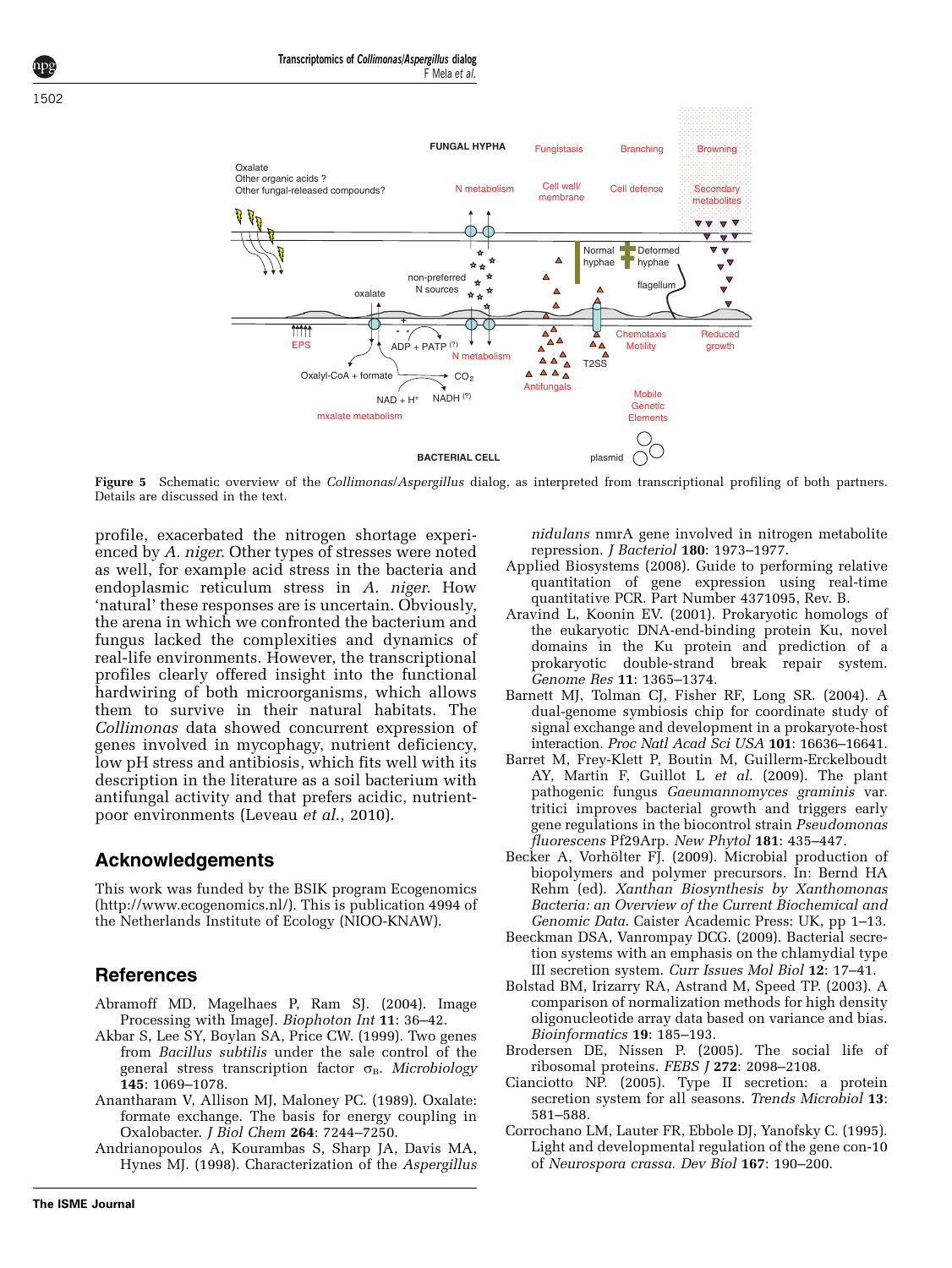**Figure 5** Schematic overview of the *Collimonas*/*Aspergillus* dialog, as interpreted from transcriptional profiling of both partners. Details are discussed in the text.

profile, exacerbated the nitrogen shortage experienced by *A. niger*. Other types of stresses were noted as well, for example acid stress in the bacteria and endoplasmic reticulum stress in *A. niger*. How 'natural' these responses are is uncertain. Obviously, the arena in which we confronted the bacterium and fungus lacked the complexities and dynamics of real-life environments. However, the transcriptional profiles clearly offered insight into the functional hardwiring of both microorganisms, which allows them to survive in their natural habitats. The *Collimonas* data showed concurrent expression of genes involved in mycophagy, nutrient deficiency, low pH stress and antibiosis, which fits well with its description in the literature as a soil bacterium with antifungal activity and that prefers acidic, nutrient-poor environments (Leveau *et al.*, 2010).

## Acknowledgements

This work was funded by the BSIK program Ecogenomics (http://www.ecogenomics.nl/). This is publication 4994 of the Netherlands Institute of Ecology (NIOO-KNAW).

## References

Abramoff MD, Magelhaes P, Ram SJ. (2004). Image Processing with ImageJ. *Biophoton Int* **11**: 36–42.

Akbar S, Lee SY, Boylan SA, Price CW. (1999). Two genes from *Bacillus subtilis* under the sale control of the general stress transcription factor $\sigma_B$. *Microbiology* **145**: 1069–1078.

Anantharam V, Allison MJ, Maloney PC. (1989). Oxalate: formate exchange. The basis for energy coupling in Oxalobacter. *J Biol Chem* **264**: 7244–7250.

Andrianopoulos A, Kourambas S, Sharp JA, Davis MA, Hynes MJ. (1998). Characterization of the *Aspergillus nidulans* nmrA gene involved in nitrogen metabolite repression. *J Bacteriol* **180**: 1973–1977.

Applied Biosystems (2008). Guide to performing relative quantitation of gene expression using real-time quantitative PCR. Part Number 4371095, Rev. B.

Aravind L, Koonin EV. (2001). Prokaryotic homologs of the eukaryotic DNA-end-binding protein Ku, novel domains in the Ku protein and prediction of a prokaryotic double-strand break repair system. *Genome Res* **11**: 1365–1374.

Barnett MJ, Tolman CJ, Fisher RF, Long SR. (2004). A dual-genome symbiosis chip for coordinate study of signal exchange and development in a prokaryote-host interaction. *Proc Natl Acad Sci USA* **101**: 16636–16641.

Barret M, Frey-Klett P, Boutin M, Guillerm-Erckelboudt AY, Martin F, Guillot L *et al.* (2009). The plant pathogenic fungus *Gaeumannomyces graminis* var. tritici improves bacterial growth and triggers early gene regulations in the biocontrol strain *Pseudomonas fluorescens* Pf29Arp. *New Phytol* **181**: 435–447.

Becker A, Vorhölter FJ. (2009). Microbial production of biopolymers and polymer precursors. In: Bernd HA Rehm (ed). *Xanthan Biosynthesis by Xanthomonas Bacteria: an Overview of the Current Biochemical and Genomic Data*. Caister Academic Press: UK, pp 1–13.

Beeckman DSA, Vanrompay DCG. (2009). Bacterial secretion systems with an emphasis on the chlamydial type III secretion system. *Curr Issues Mol Biol* **12**: 17–41.

Bolstad BM, Irizarry RA, Astrand M, Speed TP. (2003). A comparison of normalization methods for high density oligonucleotide array data based on variance and bias. *Bioinformatics* **19**: 185–193.

Brodersen DE, Nissen P. (2005). The social life of ribosomal proteins. *FEBS J* **272**: 2098–2108.

Cianciotto NP. (2005). Type II secretion: a protein secretion system for all seasons. *Trends Microbiol* **13**: 581–588.

Corrochano LM, Lauter FR, Ebbole DJ, Yanofsky C. (1995). Light and developmental regulation of the gene con-10 of *Neurospora crassa*. *Dev Biol* **167**: 190–200.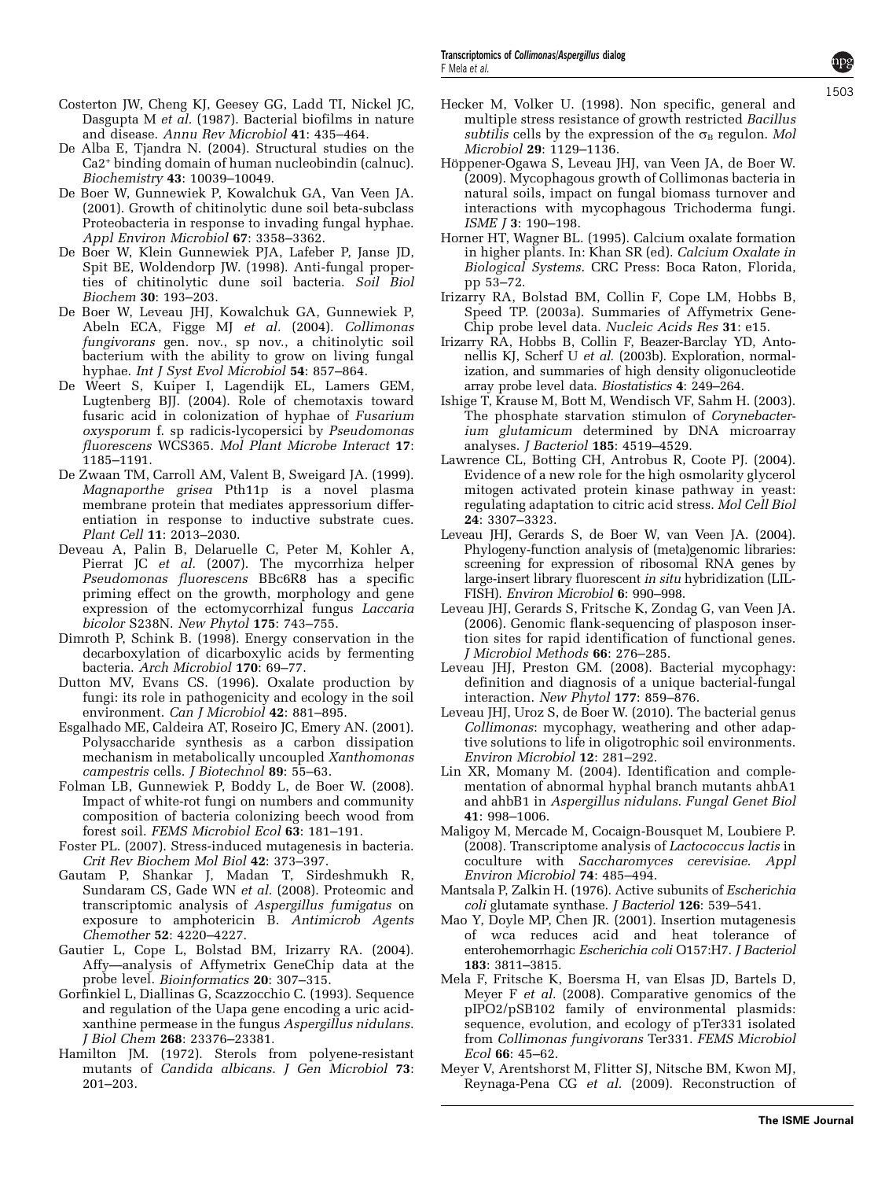Costerton JW, Cheng KJ, Geesey GG, Ladd TI, Nickel JC, Dasgupta M *et al.* (1987). Bacterial biofilms in nature and disease. *Annu Rev Microbiol* **41**: 435–464.

De Alba E, Tjandra N. (2004). Structural studies on the $Ca^{2+}$ binding domain of human nucleobindin (calnuc). *Biochemistry* **43**: 10039–10049.

De Boer W, Gunnewiek P, Kowalchuk GA, Van Veen JA. (2001). Growth of chitinolytic dune soil beta-subclass Proteobacteria in response to invading fungal hyphae. *Appl Environ Microbiol* **67**: 3358–3362.

De Boer W, Klein Gunnewiek PJA, Lafeber P, Janse JD, Spit BE, Woldendorp JW. (1998). Anti-fungal properties of chitinolytic dune soil bacteria. *Soil Biol Biochem* **30**: 193–203.

De Boer W, Leveau JHJ, Kowalchuk GA, Gunnewiek P, Abeln ECA, Figge MJ *et al.* (2004). *Collimonas fungivorans* gen. nov., sp nov., a chitinolytic soil bacterium with the ability to grow on living fungal hyphae. *Int J Syst Evol Microbiol* **54**: 857–864.

De Weert S, Kuiper I, Lagendijk EL, Lamers GEM, Lugtenberg BJJ. (2004). Role of chemotaxis toward fusaric acid in colonization of hyphae of *Fusarium oxysporum* f. sp radicis-lycopersici by *Pseudomonas fluorescens* WCS365. *Mol Plant Microbe Interact* **17**: 1185–1191.

De Zwaan TM, Carroll AM, Valent B, Sweigard JA. (1999). *Magnaporthe grisea* Pth11p is a novel plasma membrane protein that mediates appressorium differentiation in response to inductive substrate cues. *Plant Cell* **11**: 2013–2030.

Deveau A, Palin B, Delaruelle C, Peter M, Kohler A, Pierrat JC *et al.* (2007). The mycorrhiza helper *Pseudomonas fluorescens* BBc6R8 has a specific priming effect on the growth, morphology and gene expression of the ectomycorrhizal fungus *Laccaria bicolor* S238N. *New Phytol* **175**: 743–755.

Dimroth P, Schink B. (1998). Energy conservation in the decarboxylation of dicarboxylic acids by fermenting bacteria. *Arch Microbiol* **170**: 69–77.

Dutton MV, Evans CS. (1996). Oxalate production by fungi: its role in pathogenicity and ecology in the soil environment. *Can J Microbiol* **42**: 881–895.

Esgalhado ME, Caldeira AT, Roseiro JC, Emery AN. (2001). Polysaccharide synthesis as a carbon dissipation mechanism in metabolically uncoupled *Xanthomonas campestris* cells. *J Biotechnol* **89**: 55–63.

Folman LB, Gunnewiek P, Boddy L, de Boer W. (2008). Impact of white-rot fungi on numbers and community composition of bacteria colonizing beech wood from forest soil. *FEMS Microbiol Ecol* **63**: 181–191.

Foster PL. (2007). Stress-induced mutagenesis in bacteria. *Crit Rev Biochem Mol Biol* **42**: 373–397.

Gautam P, Shankar J, Madan T, Sirdeshmukh R, Sundaram CS, Gade WN *et al.* (2008). Proteomic and transcriptomic analysis of *Aspergillus fumigatus* on exposure to amphotericin B. *Antimicrob Agents Chemother* **52**: 4220–4227.

Gautier L, Cope L, Bolstad BM, Irizarry RA. (2004). Affy—analysis of Affymetrix GeneChip data at the probe level. *Bioinformatics* **20**: 307–315.

Gorfinkiel L, Diallinas G, Scazzocchio C. (1993). Sequence and regulation of the Uapa gene encoding a uric acid-xanthine permease in the fungus *Aspergillus nidulans*. *J Biol Chem* **268**: 23376–23381.

Hamilton JM. (1972). Sterols from polyene-resistant mutants of *Candida albicans*. *J Gen Microbiol* **73**: 201–203.

Hecker M, Volker U. (1998). Non specific, general and multiple stress resistance of growth restricted *Bacillus subtilis* cells by the expression of the $\sigma_B$ regulon. *Mol Microbiol* **29**: 1129–1136.

Höppener-Ogawa S, Leveau JHJ, van Veen JA, de Boer W. (2009). Mycophagous growth of Collimonas bacteria in natural soils, impact on fungal biomass turnover and interactions with mycophagous Trichoderma fungi. *ISME J* **3**: 190–198.

Horner HT, Wagner BL. (1995). Calcium oxalate formation in higher plants. In: Khan SR (ed). *Calcium Oxalate in Biological Systems*. CRC Press: Boca Raton, Florida, pp 53–72.

Irizarry RA, Bolstad BM, Collin F, Cope LM, Hobbs B, Speed TP. (2003a). Summaries of Affymetrix GeneChip probe level data. *Nucleic Acids Res* **31**: e15.

Irizarry RA, Hobbs B, Collin F, Beazer-Barclay YD, Antonellis KJ, Scherf U *et al.* (2003b). Exploration, normalization, and summaries of high density oligonucleotide array probe level data. *Biostatistics* **4**: 249–264.

Ishige T, Krause M, Bott M, Wendisch VF, Sahm H. (2003). The phosphate starvation stimulon of *Corynebacterium glutamicum* determined by DNA microarray analyses. *J Bacteriol* **185**: 4519–4529.

Lawrence CL, Botting CH, Antrobus R, Coote PJ. (2004). Evidence of a new role for the high osmolarity glycerol mitogen activated protein kinase pathway in yeast: regulating adaptation to citric acid stress. *Mol Cell Biol* **24**: 3307–3323.

Leveau JHJ, Gerards S, de Boer W, van Veen JA. (2004). Phylogeny-function analysis of (meta)genomic libraries: screening for expression of ribosomal RNA genes by large-insert library fluorescent *in situ* hybridization (LIL-FISH). *Environ Microbiol* **6**: 990–998.

Leveau JHJ, Gerards S, Fritsche K, Zondag G, van Veen JA. (2006). Genomic flank-sequencing of plasposon insertion sites for rapid identification of functional genes. *J Microbiol Methods* **66**: 276–285.

Leveau JHJ, Preston GM. (2008). Bacterial mycophagy: definition and diagnosis of a unique bacterial-fungal interaction. *New Phytol* **177**: 859–876.

Leveau JHJ, Uroz S, de Boer W. (2010). The bacterial genus *Collimonas*: mycophagy, weathering and other adaptive solutions to life in oligotrophic soil environments. *Environ Microbiol* **12**: 281–292.

Lin XR, Momany M. (2004). Identification and complementation of abnormal hyphal branch mutants ahbA1 and ahbB1 in *Aspergillus nidulans*. *Fungal Genet Biol* **41**: 998–1006.

Maligoy M, Mercade M, Cocaign-Bousquet M, Loubiere P. (2008). Transcriptome analysis of *Lactococcus lactis* in coculture with *Saccharomyces cerevisiae*. *Appl Environ Microbiol* **74**: 485–494.

Mantsala P, Zalkin H. (1976). Active subunits of *Escherichia coli* glutamate synthase. *J Bacteriol* **126**: 539–541.

Mao Y, Doyle MP, Chen JR. (2001). Insertion mutagenesis of wca reduces acid and heat tolerance of enterohemorrhagic *Escherichia coli* O157:H7. *J Bacteriol* **183**: 3811–3815.

Mela F, Fritsche K, Boersma H, van Elsas JD, Bartels D, Meyer F *et al.* (2008). Comparative genomics of the pIPO2/pSB102 family of environmental plasmids: sequence, evolution, and ecology of pTer331 isolated from *Collimonas fungivorans* Ter331. *FEMS Microbiol Ecol* **66**: 45–62.

Meyer V, Arentshorst M, Flitter SJ, Nitsche BM, Kwon MJ, Reynaga-Pena CG *et al.* (2009). Reconstruction of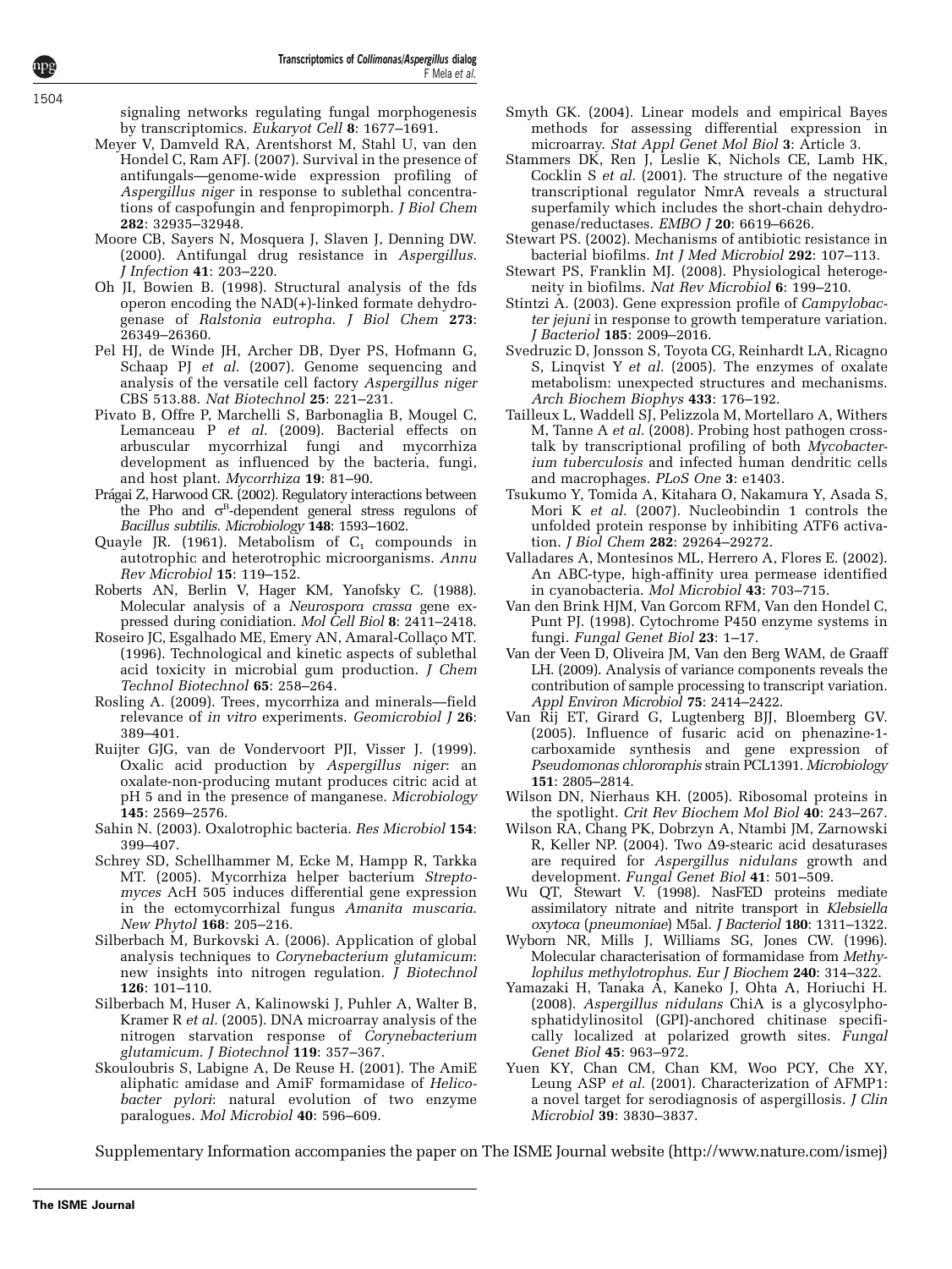signaling networks regulating fungal morphogenesis by transcriptomics. *Eukaryot Cell* **8**: 1677–1691.

Meyer V, Damveld RA, Arentshorst M, Stahl U, van den Hondel C, Ram AFJ. (2007). Survival in the presence of antifungals—genome-wide expression profiling of *Aspergillus niger* in response to sublethal concentrations of caspofungin and fenpropimorph. *J Biol Chem* **282**: 32935–32948.

Moore CB, Sayers N, Mosquera J, Slaven J, Denning DW. (2000). Antifungal drug resistance in *Aspergillus*. *J Infection* **41**: 203–220.

Oh JI, Bowien B. (1998). Structural analysis of the fds operon encoding the NAD(+)-linked formate dehydrogenase of *Ralstonia eutropha*. *J Biol Chem* **273**: 26349–26360.

Pel HJ, de Winde JH, Archer DB, Dyer PS, Hofmann G, Schaap PJ *et al.* (2007). Genome sequencing and analysis of the versatile cell factory *Aspergillus niger* CBS 513.88. *Nat Biotechnol* **25**: 221–231.

Pivato B, Offre P, Marchelli S, Barbonaglia B, Mougel C, Lemanceau P *et al.* (2009). Bacterial effects on arbuscular mycorrhizal fungi and mycorrhiza development as influenced by the bacteria, fungi, and host plant. *Mycorrhiza* **19**: 81–90.

Prágai Z, Harwood CR. (2002). Regulatory interactions between the Pho and $\sigma^B$-dependent general stress regulons of *Bacillus subtilis*. *Microbiology* **148**: 1593–1602.

Quayle JR. (1961). Metabolism of $C_1$ compounds in autotrophic and heterotrophic microorganisms. *Annu Rev Microbiol* **15**: 119–152.

Roberts AN, Berlin V, Hager KM, Yanofsky C. (1988). Molecular analysis of a *Neurospora crassa* gene expressed during conidiation. *Mol Cell Biol* **8**: 2411–2418.

Roseiro JC, Esgalhado ME, Emery AN, Amaral-Collaço MT. (1996). Technological and kinetic aspects of sublethal acid toxicity in microbial gum production. *J Chem Technol Biotechnol* **65**: 258–264.

Rosling A. (2009). Trees, mycorrhiza and minerals—field relevance of *in vitro* experiments. *Geomicrobiol J* **26**: 389–401.

Ruijter GJG, van de Vondervoort PJI, Visser J. (1999). Oxalic acid production by *Aspergillus niger*: an oxalate-non-producing mutant produces citric acid at pH 5 and in the presence of manganese. *Microbiology* **145**: 2569–2576.

Sahin N. (2003). Oxalotrophic bacteria. *Res Microbiol* **154**: 399–407.

Schrey SD, Schellhammer M, Ecke M, Hampp R, Tarkka MT. (2005). Mycorrhiza helper bacterium *Streptomyces* AcH 505 induces differential gene expression in the ectomycorrhizal fungus *Amanita muscaria*. *New Phytol* **168**: 205–216.

Silberbach M, Burkovski A. (2006). Application of global analysis techniques to *Corynebacterium glutamicum*: new insights into nitrogen regulation. *J Biotechnol* **126**: 101–110.

Silberbach M, Huser A, Kalinowski J, Puhler A, Walter B, Kramer R *et al.* (2005). DNA microarray analysis of the nitrogen starvation response of *Corynebacterium glutamicum*. *J Biotechnol* **119**: 357–367.

Skouloubris S, Labigne A, De Reuse H. (2001). The AmiE aliphatic amidase and AmiF formamidase of *Helicobacter pylori*: natural evolution of two enzyme paralogues. *Mol Microbiol* **40**: 596–609.

Smyth GK. (2004). Linear models and empirical Bayes methods for assessing differential expression in microarray. *Stat Appl Genet Mol Biol* **3**: Article 3.

Stammers DK, Ren J, Leslie K, Nichols CE, Lamb HK, Cocklin S *et al.* (2001). The structure of the negative transcriptional regulator NmrA reveals a structural superfamily which includes the short-chain dehydrogenase/reductases. *EMBO J* **20**: 6619–6626.

Stewart PS. (2002). Mechanisms of antibiotic resistance in bacterial biofilms. *Int J Med Microbiol* **292**: 107–113.

Stewart PS, Franklin MJ. (2008). Physiological heterogeneity in biofilms. *Nat Rev Microbiol* **6**: 199–210.

Stintzi A. (2003). Gene expression profile of *Campylobacter jejuni* in response to growth temperature variation. *J Bacteriol* **185**: 2009–2016.

Svedruzic D, Jonsson S, Toyota CG, Reinhardt LA, Ricagno S, Linqvist Y *et al.* (2005). The enzymes of oxalate metabolism: unexpected structures and mechanisms. *Arch Biochem Biophys* **433**: 176–192.

Tailleux L, Waddell SJ, Pelizzola M, Mortellaro A, Withers M, Tanne A *et al.* (2008). Probing host pathogen cross-talk by transcriptional profiling of both *Mycobacterium tuberculosis* and infected human dendritic cells and macrophages. *PLoS One* **3**: e1403.

Tsukumo Y, Tomida A, Kitahara O, Nakamura Y, Asada S, Mori K *et al.* (2007). Nucleobindin 1 controls the unfolded protein response by inhibiting ATF6 activation. *J Biol Chem* **282**: 29264–29272.

Valladares A, Montesinos ML, Herrero A, Flores E. (2002). An ABC-type, high-affinity urea permease identified in cyanobacteria. *Mol Microbiol* **43**: 703–715.

Van den Brink HJM, Van Gorcom RFM, Van den Hondel C, Punt PJ. (1998). Cytochrome P450 enzyme systems in fungi. *Fungal Genet Biol* **23**: 1–17.

Van der Veen D, Oliveira JM, Van den Berg WAM, de Graaff LH. (2009). Analysis of variance components reveals the contribution of sample processing to transcript variation. *Appl Environ Microbiol* **75**: 2414–2422.

Van Rij ET, Girard G, Lugtenberg BJJ, Bloemberg GV. (2005). Influence of fusaric acid on phenazine-1-carboxamide synthesis and gene expression of *Pseudomonas chlororaphis* strain PCL1391. *Microbiology* **151**: 2805–2814.

Wilson DN, Nierhaus KH. (2005). Ribosomal proteins in the spotlight. *Crit Rev Biochem Mol Biol* **40**: 243–267.

Wilson RA, Chang PK, Dobrzyn A, Ntambi JM, Zarnowski R, Keller NP. (2004). Two $\Delta$9-stearic acid desaturases are required for *Aspergillus nidulans* growth and development. *Fungal Genet Biol* **41**: 501–509.

Wu QT, Stewart V. (1998). NasFED proteins mediate assimilatory nitrate and nitrite transport in *Klebsiella oxytoca* (*pneumoniae*) M5al. *J Bacteriol* **180**: 1311–1322.

Wyborn NR, Mills J, Williams SG, Jones CW. (1996). Molecular characterisation of formamidase from *Methylophilus methylotrophus*. *Eur J Biochem* **240**: 314–322.

Yamazaki H, Tanaka A, Kaneko J, Ohta A, Horiuchi H. (2008). *Aspergillus nidulans* ChiA is a glycosylphosphatidylinositol (GPI)-anchored chitinase specifically localized at polarized growth sites. *Fungal Genet Biol* **45**: 963–972.

Yuen KY, Chan CM, Chan KM, Woo PCY, Che XY, Leung ASP *et al.* (2001). Characterization of AFMP1: a novel target for serodiagnosis of aspergillosis. *J Clin Microbiol* **39**: 3830–3837.

Supplementary Information accompanies the paper on The ISME Journal website (http://www.nature.com/ismej)